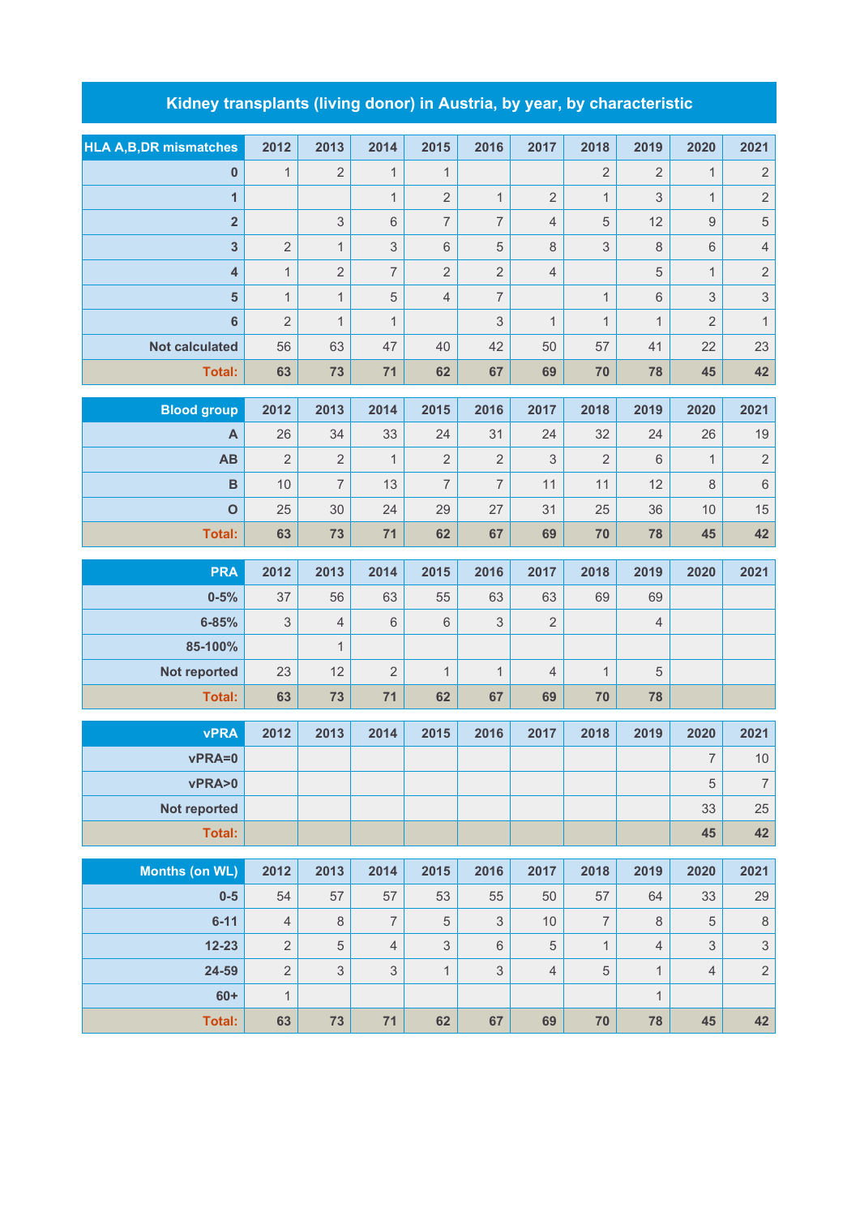# Kidney transplants (living donor) in Austria, by year, by characteristic

| HLA A,B,DR mismatches | 2012 | 2013 | 2014 | 2015 | 2016 | 2017 | 2018 | 2019 | 2020 | 2021 |
|---|---|---|---|---|---|---|---|---|---|---|
| 0 | 1 | 2 | 1 | 1 | | | 2 | 2 | 1 | 2 |
| 1 | | | 1 | 2 | 1 | 2 | 1 | 3 | 1 | 2 |
| 2 | | 3 | 6 | 7 | 7 | 4 | 5 | 12 | 9 | 5 |
| 3 | 2 | 1 | 3 | 6 | 5 | 8 | 3 | 8 | 6 | 4 |
| 4 | 1 | 2 | 7 | 2 | 2 | 4 | | 5 | 1 | 2 |
| 5 | 1 | 1 | 5 | 4 | 7 | | 1 | 6 | 3 | 3 |
| 6 | 2 | 1 | 1 | | 3 | 1 | 1 | 1 | 2 | 1 |
| Not calculated | 56 | 63 | 47 | 40 | 42 | 50 | 57 | 41 | 22 | 23 |
| **Total:** | **63** | **73** | **71** | **62** | **67** | **69** | **70** | **78** | **45** | **42** |

| Blood group | 2012 | 2013 | 2014 | 2015 | 2016 | 2017 | 2018 | 2019 | 2020 | 2021 |
|---|---|---|---|---|---|---|---|---|---|---|
| A | 26 | 34 | 33 | 24 | 31 | 24 | 32 | 24 | 26 | 19 |
| AB | 2 | 2 | 1 | 2 | 2 | 3 | 2 | 6 | 1 | 2 |
| B | 10 | 7 | 13 | 7 | 7 | 11 | 11 | 12 | 8 | 6 |
| O | 25 | 30 | 24 | 29 | 27 | 31 | 25 | 36 | 10 | 15 |
| **Total:** | **63** | **73** | **71** | **62** | **67** | **69** | **70** | **78** | **45** | **42** |

| PRA | 2012 | 2013 | 2014 | 2015 | 2016 | 2017 | 2018 | 2019 | 2020 | 2021 |
|---|---|---|---|---|---|---|---|---|---|---|
| 0-5% | 37 | 56 | 63 | 55 | 63 | 63 | 69 | 69 | | |
| 6-85% | 3 | 4 | 6 | 6 | 3 | 2 | | 4 | | |
| 85-100% | | 1 | | | | | | | | |
| Not reported | 23 | 12 | 2 | 1 | 1 | 4 | 1 | 5 | | |
| **Total:** | **63** | **73** | **71** | **62** | **67** | **69** | **70** | **78** | | |

| vPRA | 2012 | 2013 | 2014 | 2015 | 2016 | 2017 | 2018 | 2019 | 2020 | 2021 |
|---|---|---|---|---|---|---|---|---|---|---|
| vPRA=0 | | | | | | | | | 7 | 10 |
| vPRA>0 | | | | | | | | | 5 | 7 |
| Not reported | | | | | | | | | 33 | 25 |
| **Total:** | | | | | | | | | **45** | **42** |

| Months (on WL) | 2012 | 2013 | 2014 | 2015 | 2016 | 2017 | 2018 | 2019 | 2020 | 2021 |
|---|---|---|---|---|---|---|---|---|---|---|
| 0-5 | 54 | 57 | 57 | 53 | 55 | 50 | 57 | 64 | 33 | 29 |
| 6-11 | 4 | 8 | 7 | 5 | 3 | 10 | 7 | 8 | 5 | 8 |
| 12-23 | 2 | 5 | 4 | 3 | 6 | 5 | 1 | 4 | 3 | 3 |
| 24-59 | 2 | 3 | 3 | 1 | 3 | 4 | 5 | 1 | 4 | 2 |
| 60+ | 1 | | | | | | | 1 | | |
| **Total:** | **63** | **73** | **71** | **62** | **67** | **69** | **70** | **78** | **45** | **42** |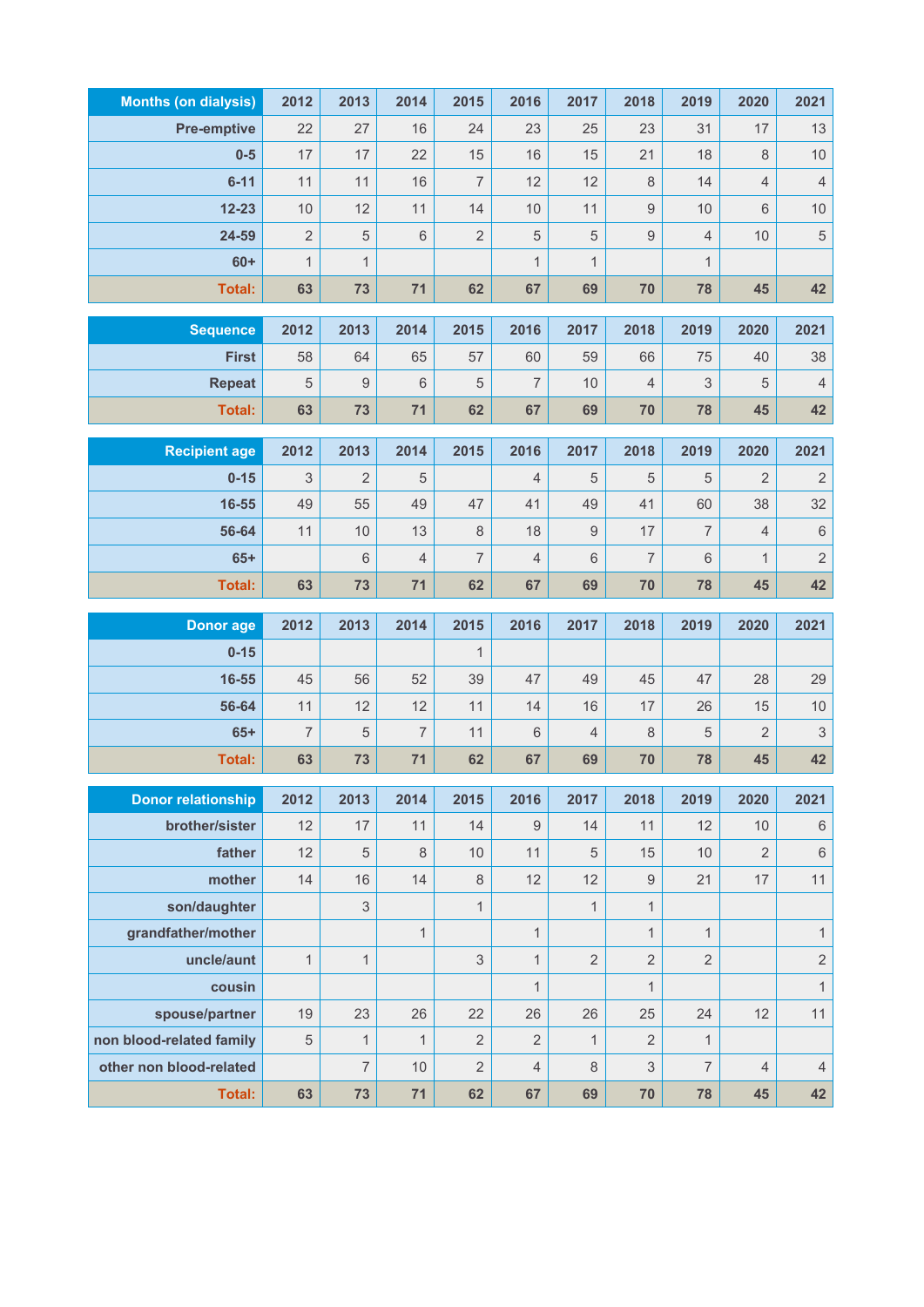| Months (on dialysis) | 2012 | 2013 | 2014 | 2015 | 2016 | 2017 | 2018 | 2019 | 2020 | 2021 |
|---|---|---|---|---|---|---|---|---|---|---|
| Pre-emptive | 22 | 27 | 16 | 24 | 23 | 25 | 23 | 31 | 17 | 13 |
| 0-5 | 17 | 17 | 22 | 15 | 16 | 15 | 21 | 18 | 8 | 10 |
| 6-11 | 11 | 11 | 16 | 7 | 12 | 12 | 8 | 14 | 4 | 4 |
| 12-23 | 10 | 12 | 11 | 14 | 10 | 11 | 9 | 10 | 6 | 10 |
| 24-59 | 2 | 5 | 6 | 2 | 5 | 5 | 9 | 4 | 10 | 5 |
| 60+ | 1 | 1 | | | 1 | 1 | | 1 | | |
| **Total:** | **63** | **73** | **71** | **62** | **67** | **69** | **70** | **78** | **45** | **42** |

| Sequence | 2012 | 2013 | 2014 | 2015 | 2016 | 2017 | 2018 | 2019 | 2020 | 2021 |
|---|---|---|---|---|---|---|---|---|---|---|
| First | 58 | 64 | 65 | 57 | 60 | 59 | 66 | 75 | 40 | 38 |
| Repeat | 5 | 9 | 6 | 5 | 7 | 10 | 4 | 3 | 5 | 4 |
| **Total:** | **63** | **73** | **71** | **62** | **67** | **69** | **70** | **78** | **45** | **42** |

| Recipient age | 2012 | 2013 | 2014 | 2015 | 2016 | 2017 | 2018 | 2019 | 2020 | 2021 |
|---|---|---|---|---|---|---|---|---|---|---|
| 0-15 | 3 | 2 | 5 | | 4 | 5 | 5 | 5 | 2 | 2 |
| 16-55 | 49 | 55 | 49 | 47 | 41 | 49 | 41 | 60 | 38 | 32 |
| 56-64 | 11 | 10 | 13 | 8 | 18 | 9 | 17 | 7 | 4 | 6 |
| 65+ | | 6 | 4 | 7 | 4 | 6 | 7 | 6 | 1 | 2 |
| **Total:** | **63** | **73** | **71** | **62** | **67** | **69** | **70** | **78** | **45** | **42** |

| Donor age | 2012 | 2013 | 2014 | 2015 | 2016 | 2017 | 2018 | 2019 | 2020 | 2021 |
|---|---|---|---|---|---|---|---|---|---|---|
| 0-15 | | | | 1 | | | | | | |
| 16-55 | 45 | 56 | 52 | 39 | 47 | 49 | 45 | 47 | 28 | 29 |
| 56-64 | 11 | 12 | 12 | 11 | 14 | 16 | 17 | 26 | 15 | 10 |
| 65+ | 7 | 5 | 7 | 11 | 6 | 4 | 8 | 5 | 2 | 3 |
| **Total:** | **63** | **73** | **71** | **62** | **67** | **69** | **70** | **78** | **45** | **42** |

| Donor relationship | 2012 | 2013 | 2014 | 2015 | 2016 | 2017 | 2018 | 2019 | 2020 | 2021 |
|---|---|---|---|---|---|---|---|---|---|---|
| brother/sister | 12 | 17 | 11 | 14 | 9 | 14 | 11 | 12 | 10 | 6 |
| father | 12 | 5 | 8 | 10 | 11 | 5 | 15 | 10 | 2 | 6 |
| mother | 14 | 16 | 14 | 8 | 12 | 12 | 9 | 21 | 17 | 11 |
| son/daughter | | 3 | | 1 | | 1 | 1 | | | |
| grandfather/mother | | | 1 | | 1 | | 1 | 1 | | 1 |
| uncle/aunt | 1 | 1 | | 3 | 1 | 2 | 2 | 2 | | 2 |
| cousin | | | | | 1 | | 1 | | | 1 |
| spouse/partner | 19 | 23 | 26 | 22 | 26 | 26 | 25 | 24 | 12 | 11 |
| non blood-related family | 5 | 1 | 1 | 2 | 2 | 1 | 2 | 1 | | |
| other non blood-related | | 7 | 10 | 2 | 4 | 8 | 3 | 7 | 4 | 4 |
| **Total:** | **63** | **73** | **71** | **62** | **67** | **69** | **70** | **78** | **45** | **42** |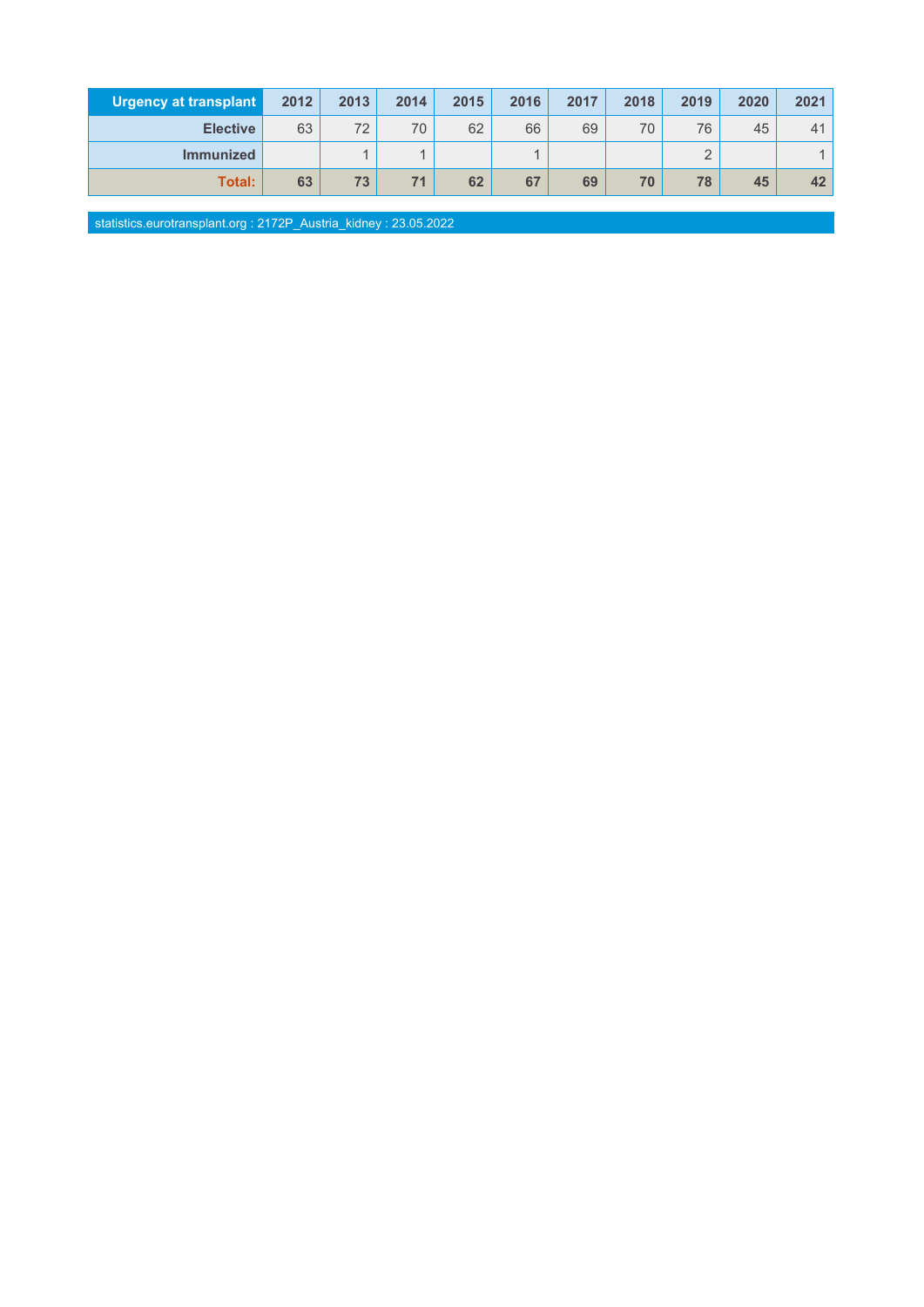| Urgency at transplant | 2012 | 2013 | 2014 | 2015 | 2016 | 2017 | 2018 | 2019 | 2020 | 2021 |
|---|---|---|---|---|---|---|---|---|---|---|
| Elective | 63 | 72 | 70 | 62 | 66 | 69 | 70 | 76 | 45 | 41 |
| Immunized | | 1 | 1 | | 1 | | | 2 | | 1 |
| **Total:** | **63** | **73** | **71** | **62** | **67** | **69** | **70** | **78** | **45** | **42** |

statistics.eurotransplant.org : 2172P_Austria_kidney : 23.05.2022